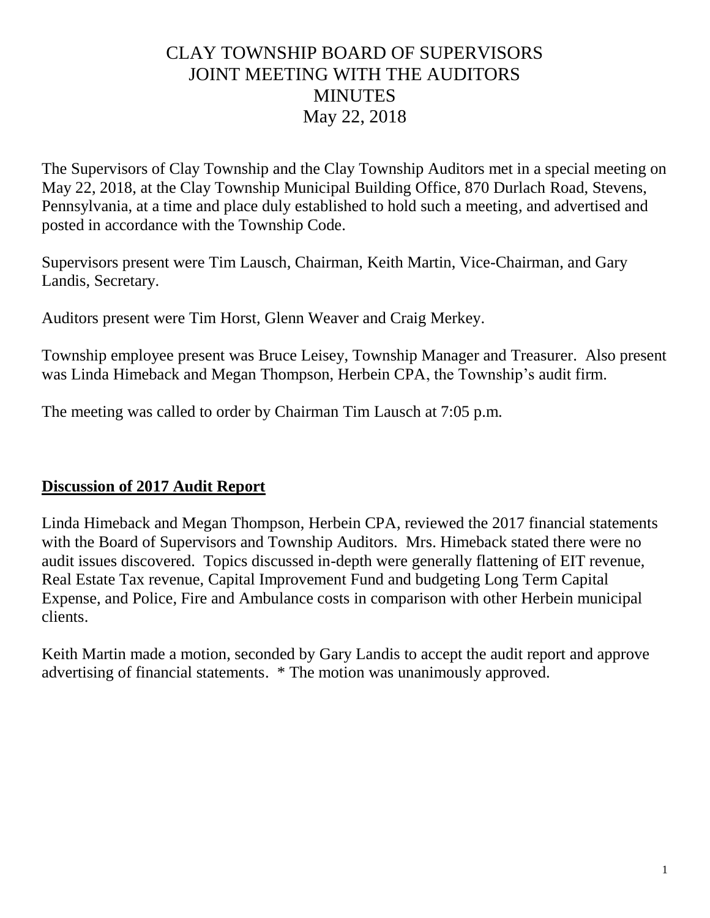# CLAY TOWNSHIP BOARD OF SUPERVISORS
# JOINT MEETING WITH THE AUDITORS
# MINUTES
# May 22, 2018

The Supervisors of Clay Township and the Clay Township Auditors met in a special meeting on May 22, 2018, at the Clay Township Municipal Building Office, 870 Durlach Road, Stevens, Pennsylvania, at a time and place duly established to hold such a meeting, and advertised and posted in accordance with the Township Code.

Supervisors present were Tim Lausch, Chairman, Keith Martin, Vice-Chairman, and Gary Landis, Secretary.

Auditors present were Tim Horst, Glenn Weaver and Craig Merkey.

Township employee present was Bruce Leisey, Township Manager and Treasurer. Also present was Linda Himeback and Megan Thompson, Herbein CPA, the Township's audit firm.

The meeting was called to order by Chairman Tim Lausch at 7:05 p.m.

## **Discussion of 2017 Audit Report**

Linda Himeback and Megan Thompson, Herbein CPA, reviewed the 2017 financial statements with the Board of Supervisors and Township Auditors. Mrs. Himeback stated there were no audit issues discovered. Topics discussed in-depth were generally flattening of EIT revenue, Real Estate Tax revenue, Capital Improvement Fund and budgeting Long Term Capital Expense, and Police, Fire and Ambulance costs in comparison with other Herbein municipal clients.

Keith Martin made a motion, seconded by Gary Landis to accept the audit report and approve advertising of financial statements. * The motion was unanimously approved.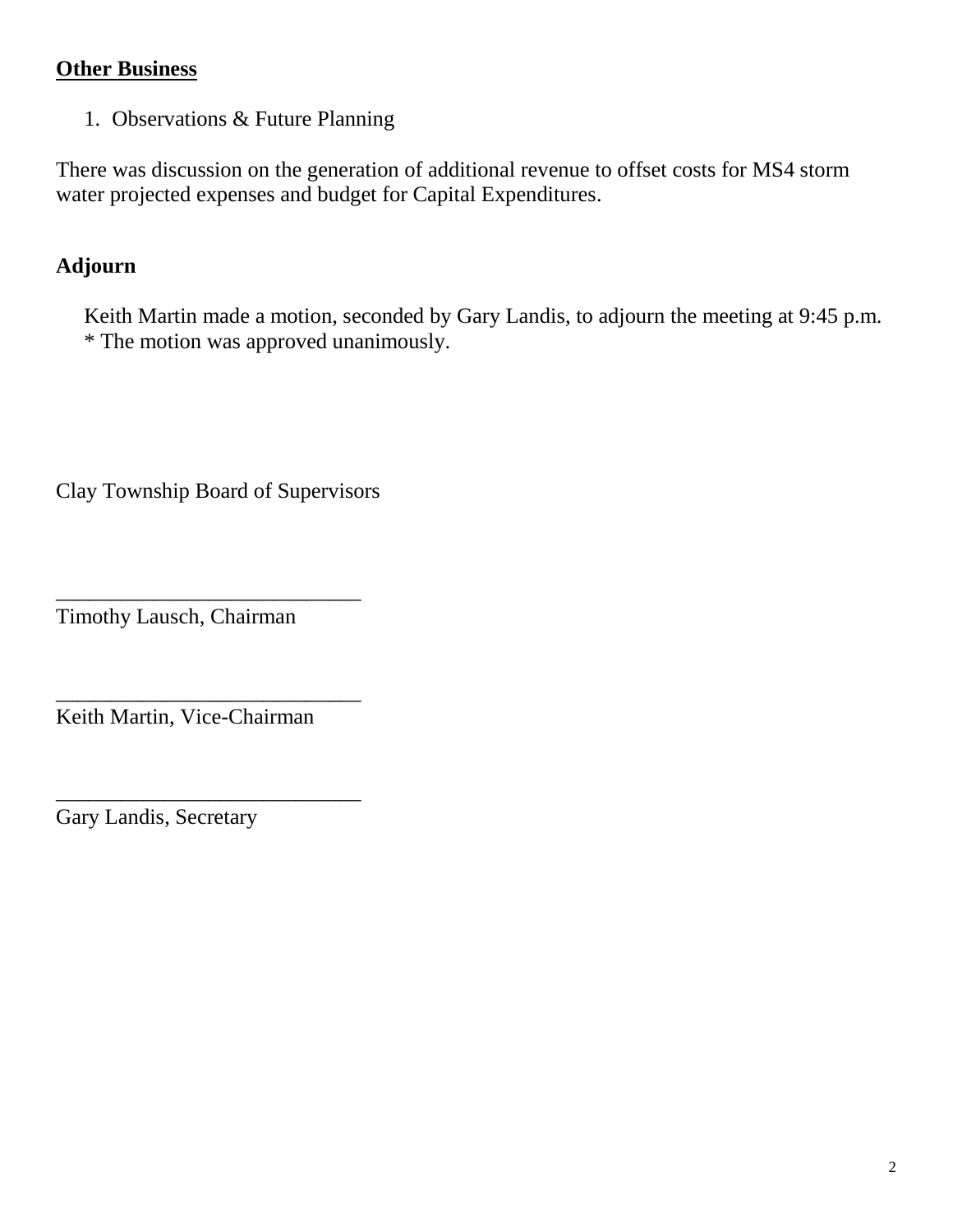**Other Business**

1. Observations & Future Planning

There was discussion on the generation of additional revenue to offset costs for MS4 storm water projected expenses and budget for Capital Expenditures.

**Adjourn**

Keith Martin made a motion, seconded by Gary Landis, to adjourn the meeting at 9:45 p.m.
* The motion was approved unanimously.

Clay Township Board of Supervisors

____________________________
Timothy Lausch, Chairman

____________________________
Keith Martin, Vice-Chairman

____________________________
Gary Landis, Secretary